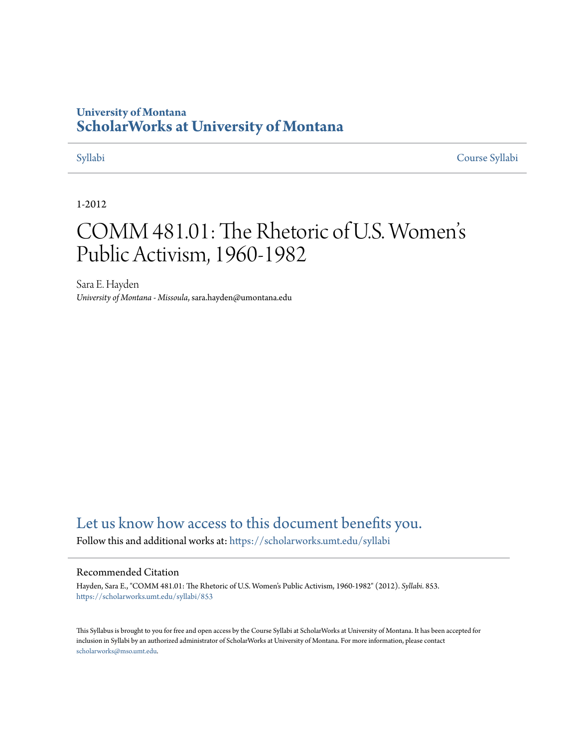University of Montana
# ScholarWorks at University of Montana

Syllabi | Course Syllabi

1-2012

# COMM 481.01: The Rhetoric of U.S. Women's Public Activism, 1960-1982

Sara E. Hayden
*University of Montana - Missoula*, sara.hayden@umontana.edu

## Let us know how access to this document benefits you.

Follow this and additional works at: https://scholarworks.umt.edu/syllabi

### Recommended Citation

Hayden, Sara E., "COMM 481.01: The Rhetoric of U.S. Women's Public Activism, 1960-1982" (2012). *Syllabi*. 853.
https://scholarworks.umt.edu/syllabi/853

This Syllabus is brought to you for free and open access by the Course Syllabi at ScholarWorks at University of Montana. It has been accepted for inclusion in Syllabi by an authorized administrator of ScholarWorks at University of Montana. For more information, please contact scholarworks@mso.umt.edu.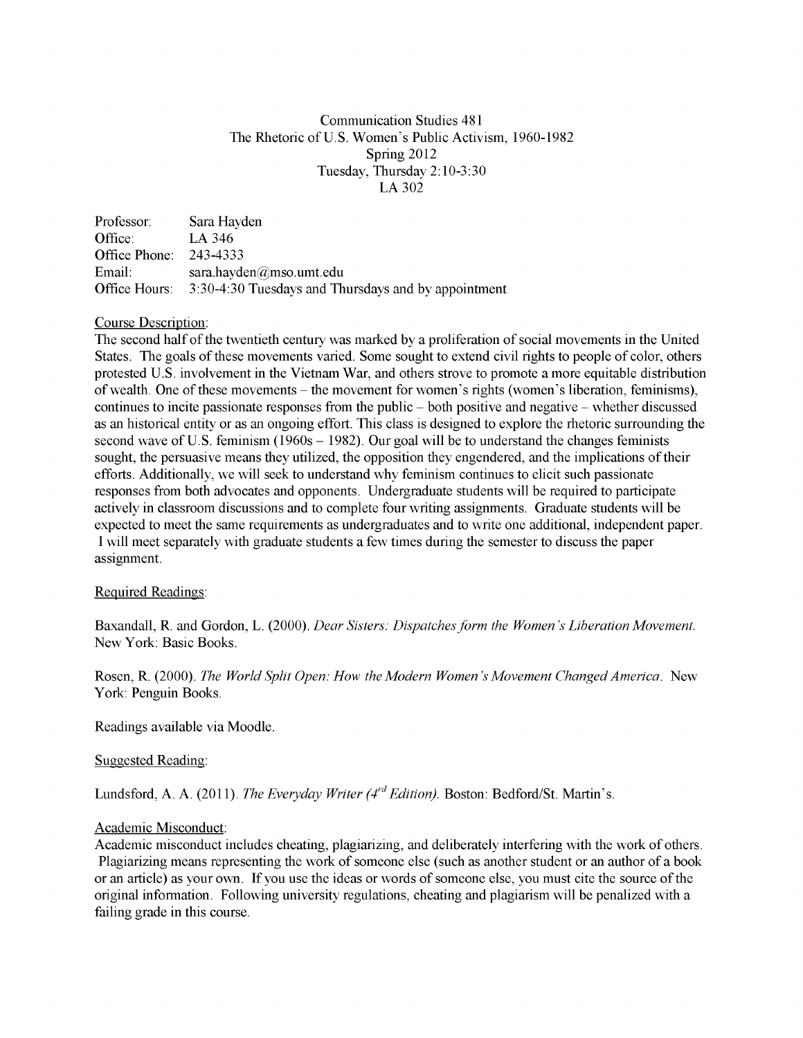Communication Studies 481
The Rhetoric of U.S. Women's Public Activism, 1960-1982
Spring 2012
Tuesday, Thursday 2:10-3:30
LA 302

| | |
|---|---|
| **Professor:** | Sara Hayden |
| **Office:** | LA 346 |
| **Office Phone:** | 243-4333 |
| **Email:** | sara.hayden@mso.umt.edu |
| **Office Hours:** | 3:30-4:30 Tuesdays and Thursdays and by appointment |

## Course Description:

The second half of the twentieth century was marked by a proliferation of social movements in the United States. The goals of these movements varied. Some sought to extend civil rights to people of color, others protested U.S. involvement in the Vietnam War, and others strove to promote a more equitable distribution of wealth. One of these movements – the movement for women's rights (women's liberation, feminisms), continues to incite passionate responses from the public – both positive and negative – whether discussed as an historical entity or as an ongoing effort. This class is designed to explore the rhetoric surrounding the second wave of U.S. feminism (1960s – 1982). Our goal will be to understand the changes feminists sought, the persuasive means they utilized, the opposition they engendered, and the implications of their efforts. Additionally, we will seek to understand why feminism continues to elicit such passionate responses from both advocates and opponents. Undergraduate students will be required to participate actively in classroom discussions and to complete four writing assignments. Graduate students will be expected to meet the same requirements as undergraduates and to write one additional, independent paper. I will meet separately with graduate students a few times during the semester to discuss the paper assignment.

## Required Readings:

Baxandall, R. and Gordon, L. (2000). *Dear Sisters: Dispatches form the Women's Liberation Movement.* New York: Basic Books.

Rosen, R. (2000). *The World Split Open: How the Modern Women's Movement Changed America.* New York: Penguin Books.

Readings available via Moodle.

## Suggested Reading:

Lundsford, A. A. (2011). *The Everyday Writer (4rd Edition).* Boston: Bedford/St. Martin's.

## Academic Misconduct:

Academic misconduct includes cheating, plagiarizing, and deliberately interfering with the work of others. Plagiarizing means representing the work of someone else (such as another student or an author of a book or an article) as your own. If you use the ideas or words of someone else, you must cite the source of the original information. Following university regulations, cheating and plagiarism will be penalized with a failing grade in this course.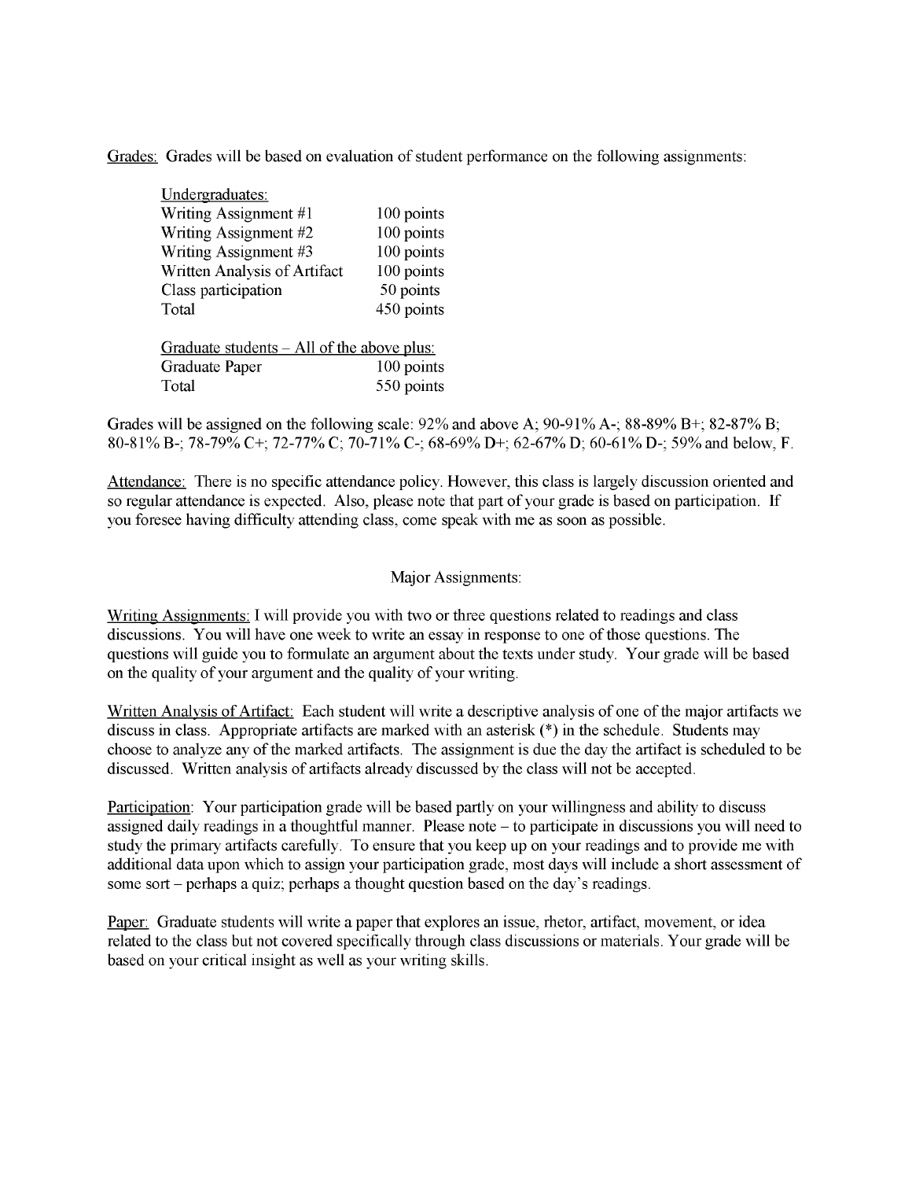Grades: Grades will be based on evaluation of student performance on the following assignments:

| Undergraduates: | |
|---|---|
| Writing Assignment #1 | 100 points |
| Writing Assignment #2 | 100 points |
| Writing Assignment #3 | 100 points |
| Written Analysis of Artifact | 100 points |
| Class participation | 50 points |
| Total | 450 points |

| Graduate students – All of the above plus: | |
|---|---|
| Graduate Paper | 100 points |
| Total | 550 points |

Grades will be assigned on the following scale: 92% and above A; 90-91% A-; 88-89% B+; 82-87% B; 80-81% B-; 78-79% C+; 72-77% C; 70-71% C-; 68-69% D+; 62-67% D; 60-61% D-; 59% and below, F.

Attendance: There is no specific attendance policy. However, this class is largely discussion oriented and so regular attendance is expected. Also, please note that part of your grade is based on participation. If you foresee having difficulty attending class, come speak with me as soon as possible.

## Major Assignments:

Writing Assignments: I will provide you with two or three questions related to readings and class discussions. You will have one week to write an essay in response to one of those questions. The questions will guide you to formulate an argument about the texts under study. Your grade will be based on the quality of your argument and the quality of your writing.

Written Analysis of Artifact: Each student will write a descriptive analysis of one of the major artifacts we discuss in class. Appropriate artifacts are marked with an asterisk (*) in the schedule. Students may choose to analyze any of the marked artifacts. The assignment is due the day the artifact is scheduled to be discussed. Written analysis of artifacts already discussed by the class will not be accepted.

Participation: Your participation grade will be based partly on your willingness and ability to discuss assigned daily readings in a thoughtful manner. Please note – to participate in discussions you will need to study the primary artifacts carefully. To ensure that you keep up on your readings and to provide me with additional data upon which to assign your participation grade, most days will include a short assessment of some sort – perhaps a quiz; perhaps a thought question based on the day's readings.

Paper: Graduate students will write a paper that explores an issue, rhetor, artifact, movement, or idea related to the class but not covered specifically through class discussions or materials. Your grade will be based on your critical insight as well as your writing skills.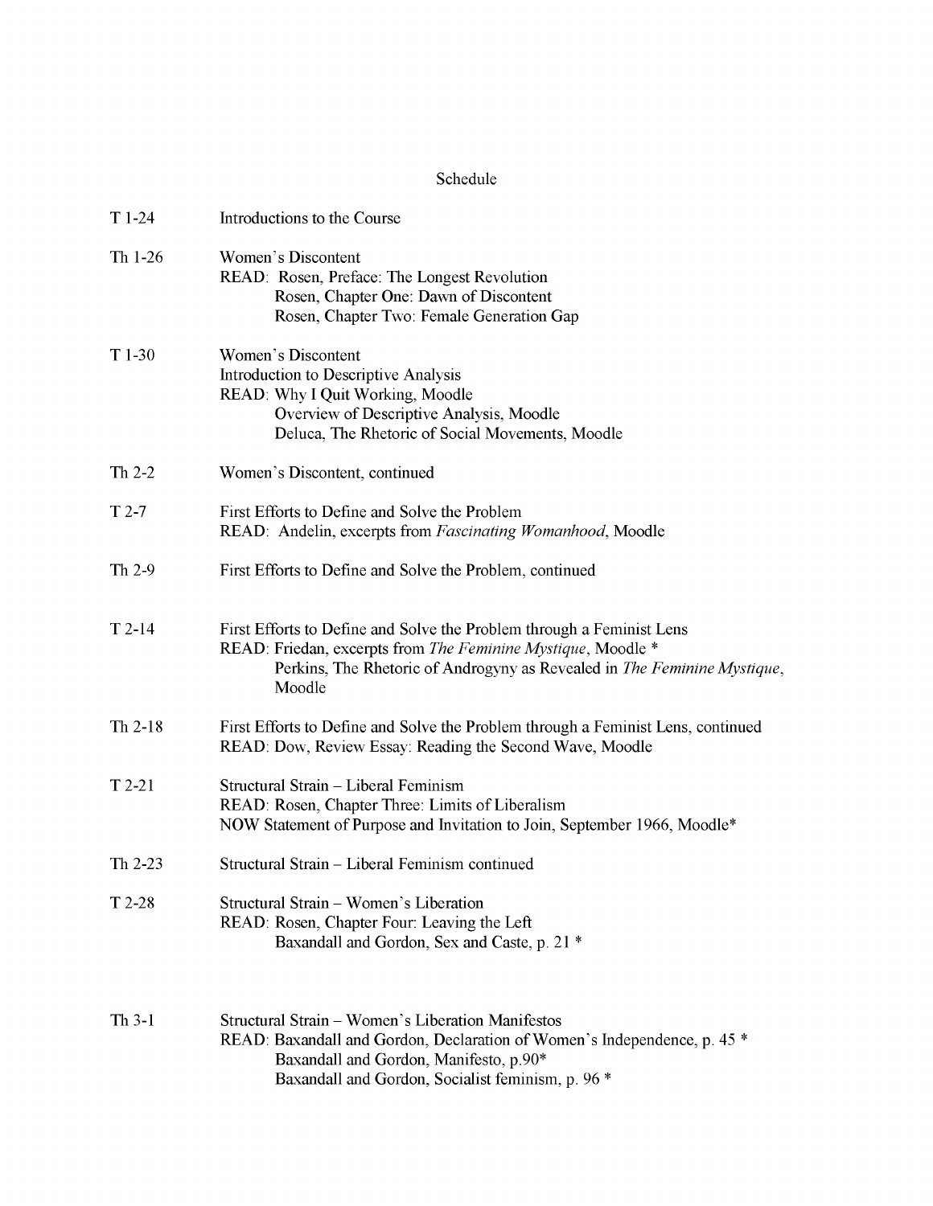## Schedule

| | |
|---|---|
| T 1-24 | Introductions to the Course |
| Th 1-26 | Women's Discontent<br>READ: Rosen, Preface: The Longest Revolution<br>Rosen, Chapter One: Dawn of Discontent<br>Rosen, Chapter Two: Female Generation Gap |
| T 1-30 | Women's Discontent<br>Introduction to Descriptive Analysis<br>READ: Why I Quit Working, Moodle<br>Overview of Descriptive Analysis, Moodle<br>Deluca, The Rhetoric of Social Movements, Moodle |
| Th 2-2 | Women's Discontent, continued |
| T 2-7 | First Efforts to Define and Solve the Problem<br>READ: Andelin, excerpts from *Fascinating Womanhood*, Moodle |
| Th 2-9 | First Efforts to Define and Solve the Problem, continued |
| T 2-14 | First Efforts to Define and Solve the Problem through a Feminist Lens<br>READ: Friedan, excerpts from *The Feminine Mystique*, Moodle *<br>Perkins, The Rhetoric of Androgyny as Revealed in *The Feminine Mystique*, Moodle |
| Th 2-18 | First Efforts to Define and Solve the Problem through a Feminist Lens, continued<br>READ: Dow, Review Essay: Reading the Second Wave, Moodle |
| T 2-21 | Structural Strain – Liberal Feminism<br>READ: Rosen, Chapter Three: Limits of Liberalism<br>NOW Statement of Purpose and Invitation to Join, September 1966, Moodle* |
| Th 2-23 | Structural Strain – Liberal Feminism continued |
| T 2-28 | Structural Strain – Women's Liberation<br>READ: Rosen, Chapter Four: Leaving the Left<br>Baxandall and Gordon, Sex and Caste, p. 21 * |
| Th 3-1 | Structural Strain – Women's Liberation Manifestos<br>READ: Baxandall and Gordon, Declaration of Women's Independence, p. 45 *<br>Baxandall and Gordon, Manifesto, p.90*<br>Baxandall and Gordon, Socialist feminism, p. 96 * |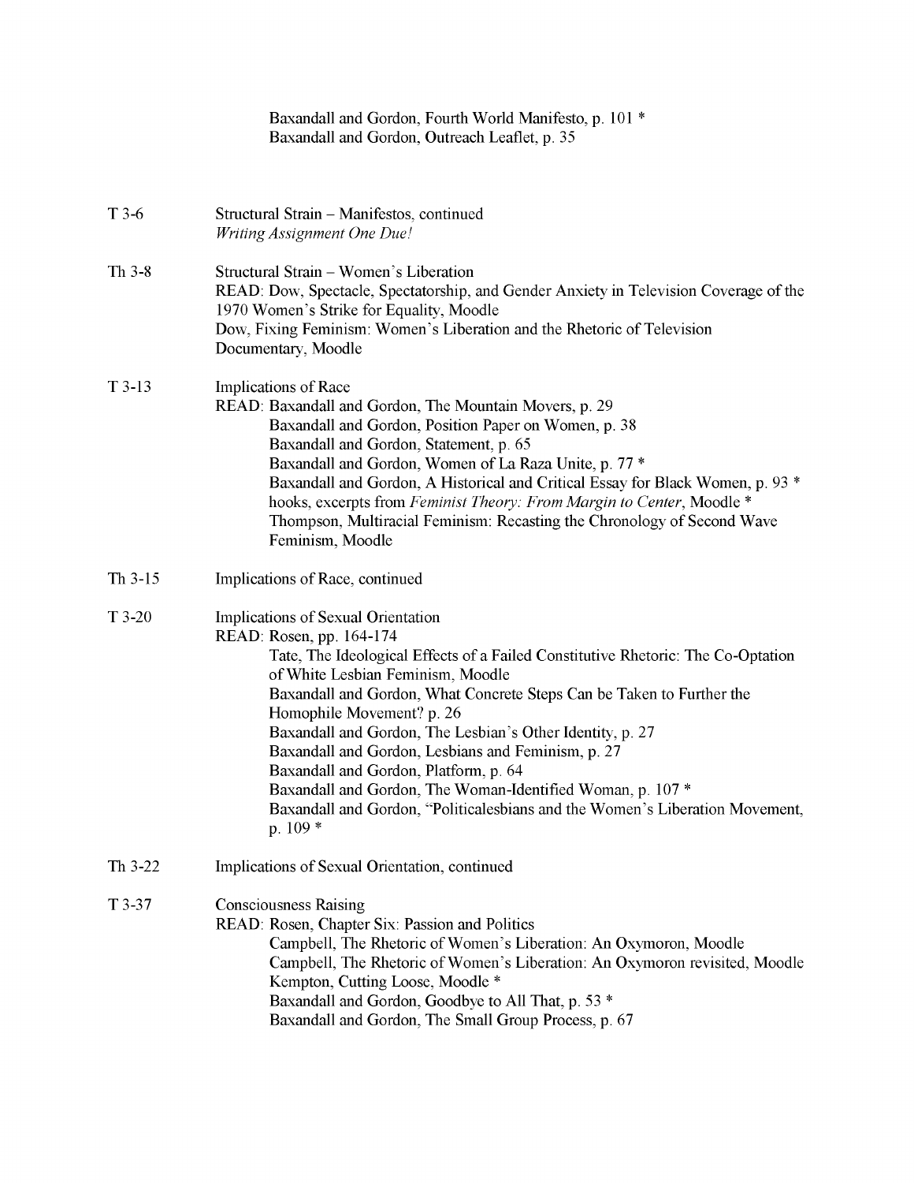Baxandall and Gordon, Fourth World Manifesto, p. 101 *
Baxandall and Gordon, Outreach Leaflet, p. 35

T 3-6 Structural Strain – Manifestos, continued
*Writing Assignment One Due!*

Th 3-8 Structural Strain – Women's Liberation
READ: Dow, Spectacle, Spectatorship, and Gender Anxiety in Television Coverage of the 1970 Women's Strike for Equality, Moodle
Dow, Fixing Feminism: Women's Liberation and the Rhetoric of Television Documentary, Moodle

T 3-13 Implications of Race
READ: Baxandall and Gordon, The Mountain Movers, p. 29
Baxandall and Gordon, Position Paper on Women, p. 38
Baxandall and Gordon, Statement, p. 65
Baxandall and Gordon, Women of La Raza Unite, p. 77 *
Baxandall and Gordon, A Historical and Critical Essay for Black Women, p. 93 *
hooks, excerpts from *Feminist Theory: From Margin to Center*, Moodle *
Thompson, Multiracial Feminism: Recasting the Chronology of Second Wave Feminism, Moodle

Th 3-15 Implications of Race, continued

T 3-20 Implications of Sexual Orientation
READ: Rosen, pp. 164-174
Tate, The Ideological Effects of a Failed Constitutive Rhetoric: The Co-Optation of White Lesbian Feminism, Moodle
Baxandall and Gordon, What Concrete Steps Can be Taken to Further the Homophile Movement? p. 26
Baxandall and Gordon, The Lesbian's Other Identity, p. 27
Baxandall and Gordon, Lesbians and Feminism, p. 27
Baxandall and Gordon, Platform, p. 64
Baxandall and Gordon, The Woman-Identified Woman, p. 107 *
Baxandall and Gordon, "Politicalesbians and the Women's Liberation Movement, p. 109 *

Th 3-22 Implications of Sexual Orientation, continued

T 3-37 Consciousness Raising
READ: Rosen, Chapter Six: Passion and Politics
Campbell, The Rhetoric of Women's Liberation: An Oxymoron, Moodle
Campbell, The Rhetoric of Women's Liberation: An Oxymoron revisited, Moodle
Kempton, Cutting Loose, Moodle *
Baxandall and Gordon, Goodbye to All That, p. 53 *
Baxandall and Gordon, The Small Group Process, p. 67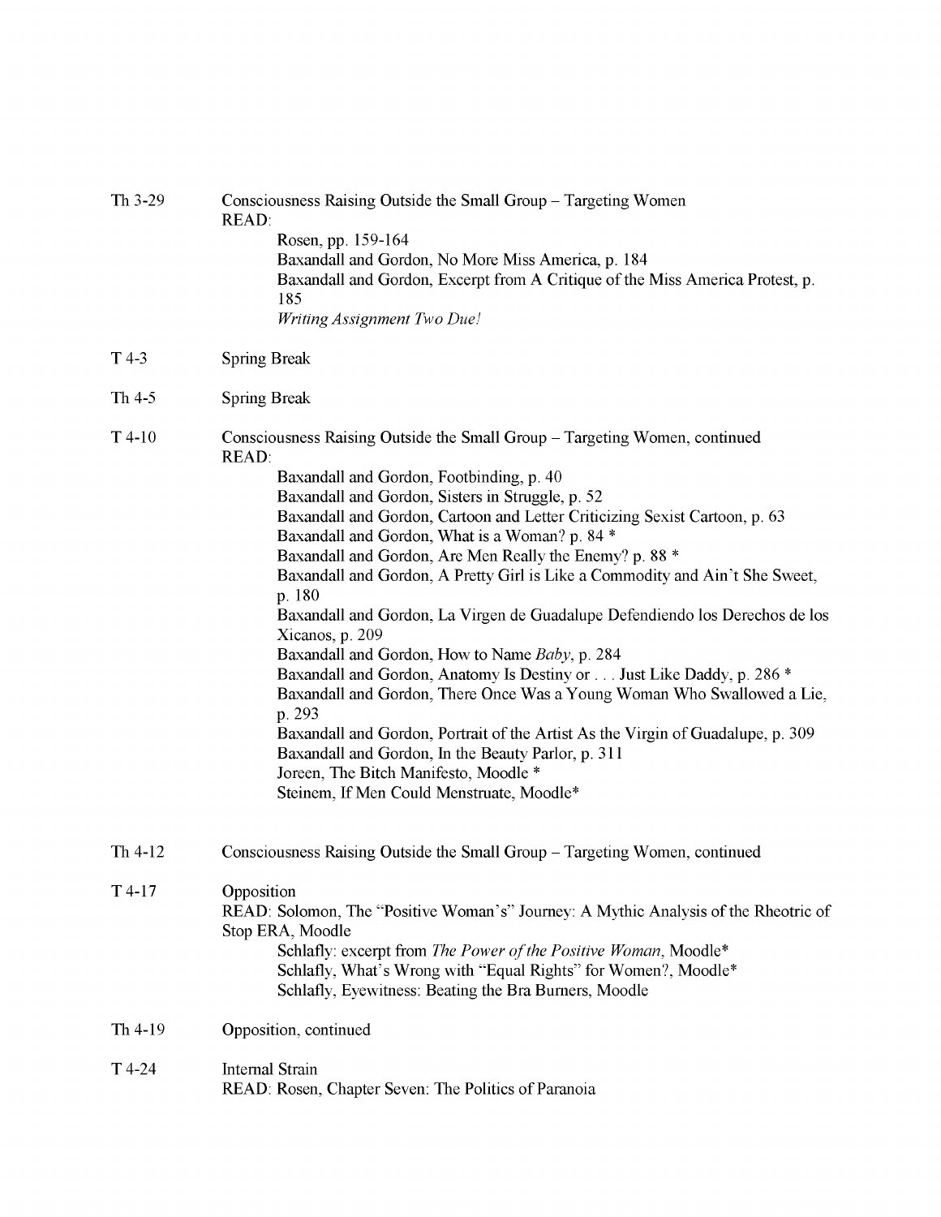Th 3-29 Consciousness Raising Outside the Small Group – Targeting Women

READ:

- Rosen, pp. 159-164
- Baxandall and Gordon, No More Miss America, p. 184
- Baxandall and Gordon, Excerpt from A Critique of the Miss America Protest, p. 185
- *Writing Assignment Two Due!*

T 4-3 Spring Break

Th 4-5 Spring Break

T 4-10 Consciousness Raising Outside the Small Group – Targeting Women, continued

READ:

- Baxandall and Gordon, Footbinding, p. 40
- Baxandall and Gordon, Sisters in Struggle, p. 52
- Baxandall and Gordon, Cartoon and Letter Criticizing Sexist Cartoon, p. 63
- Baxandall and Gordon, What is a Woman? p. 84 *
- Baxandall and Gordon, Are Men Really the Enemy? p. 88 *
- Baxandall and Gordon, A Pretty Girl is Like a Commodity and Ain't She Sweet, p. 180
- Baxandall and Gordon, La Virgen de Guadalupe Defendiendo los Derechos de los Xicanos, p. 209
- Baxandall and Gordon, How to Name *Baby*, p. 284
- Baxandall and Gordon, Anatomy Is Destiny or . . . Just Like Daddy, p. 286 *
- Baxandall and Gordon, There Once Was a Young Woman Who Swallowed a Lie, p. 293
- Baxandall and Gordon, Portrait of the Artist As the Virgin of Guadalupe, p. 309
- Baxandall and Gordon, In the Beauty Parlor, p. 311
- Joreen, The Bitch Manifesto, Moodle *
- Steinem, If Men Could Menstruate, Moodle*

Th 4-12 Consciousness Raising Outside the Small Group – Targeting Women, continued

T 4-17 Opposition

READ: Solomon, The "Positive Woman's" Journey: A Mythic Analysis of the Rheotric of Stop ERA, Moodle

- Schlafly: excerpt from *The Power of the Positive Woman*, Moodle*
- Schlafly, What's Wrong with "Equal Rights" for Women?, Moodle*
- Schlafly, Eyewitness: Beating the Bra Burners, Moodle

Th 4-19 Opposition, continued

T 4-24 Internal Strain

READ: Rosen, Chapter Seven: The Politics of Paranoia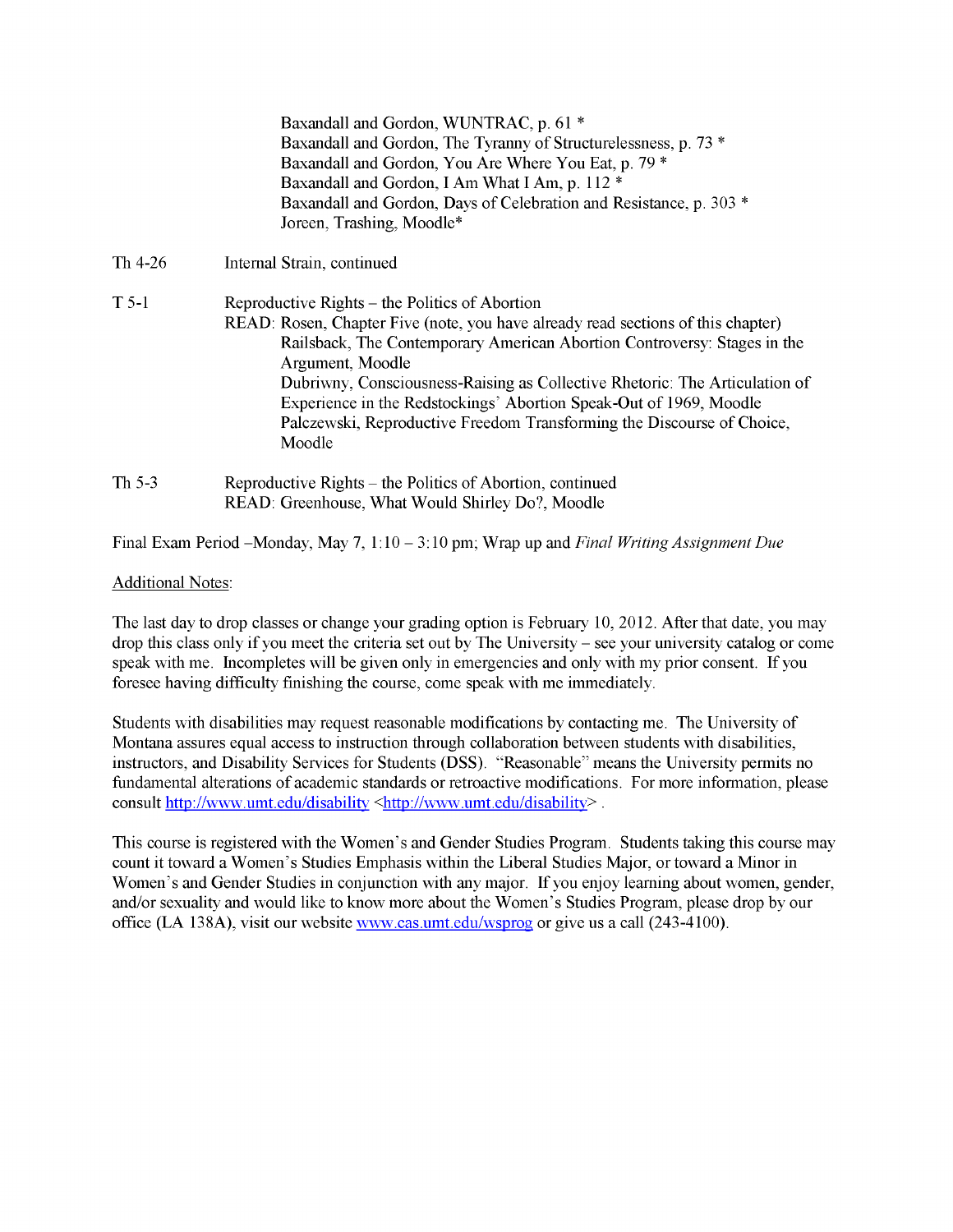Baxandall and Gordon, WUNTRAC, p. 61 *
Baxandall and Gordon, The Tyranny of Structurelessness, p. 73 *
Baxandall and Gordon, You Are Where You Eat, p. 79 *
Baxandall and Gordon, I Am What I Am, p. 112 *
Baxandall and Gordon, Days of Celebration and Resistance, p. 303 *
Joreen, Trashing, Moodle*

Th 4-26 Internal Strain, continued

T 5-1 Reproductive Rights – the Politics of Abortion
READ: Rosen, Chapter Five (note, you have already read sections of this chapter)
Railsback, The Contemporary American Abortion Controversy: Stages in the Argument, Moodle
Dubriwny, Consciousness-Raising as Collective Rhetoric: The Articulation of Experience in the Redstockings' Abortion Speak-Out of 1969, Moodle
Palczewski, Reproductive Freedom Transforming the Discourse of Choice, Moodle

Th 5-3 Reproductive Rights – the Politics of Abortion, continued
READ: Greenhouse, What Would Shirley Do?, Moodle

Final Exam Period –Monday, May 7, 1:10 – 3:10 pm; Wrap up and *Final Writing Assignment Due*

Additional Notes:

The last day to drop classes or change your grading option is February 10, 2012. After that date, you may drop this class only if you meet the criteria set out by The University – see your university catalog or come speak with me. Incompletes will be given only in emergencies and only with my prior consent. If you foresee having difficulty finishing the course, come speak with me immediately.

Students with disabilities may request reasonable modifications by contacting me. The University of Montana assures equal access to instruction through collaboration between students with disabilities, instructors, and Disability Services for Students (DSS). "Reasonable" means the University permits no fundamental alterations of academic standards or retroactive modifications. For more information, please consult http://www.umt.edu/disability <http://www.umt.edu/disability> .

This course is registered with the Women's and Gender Studies Program. Students taking this course may count it toward a Women's Studies Emphasis within the Liberal Studies Major, or toward a Minor in Women's and Gender Studies in conjunction with any major. If you enjoy learning about women, gender, and/or sexuality and would like to know more about the Women's Studies Program, please drop by our office (LA 138A), visit our website www.cas.umt.edu/wsprog or give us a call (243-4100).